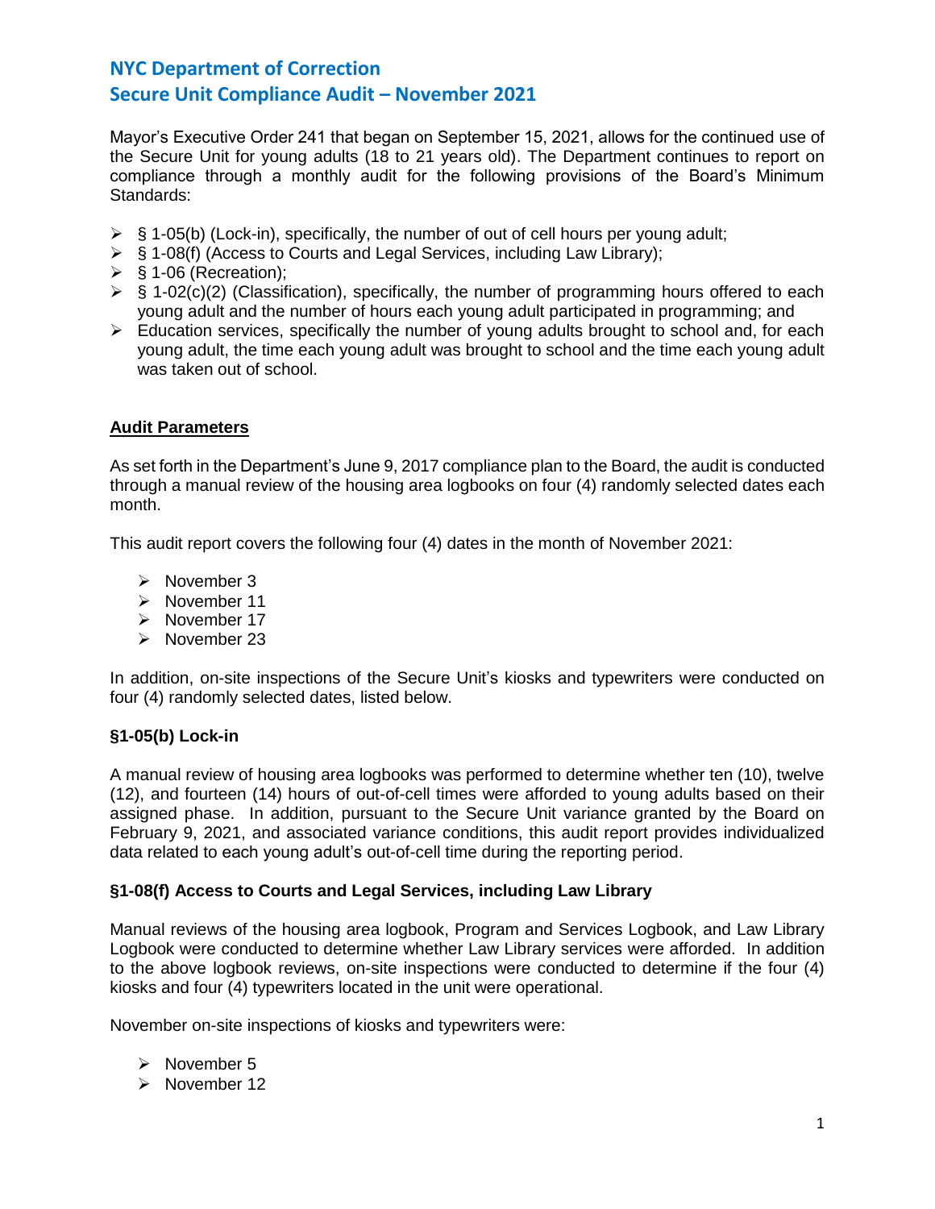# NYC Department of Correction
## Secure Unit Compliance Audit – November 2021

Mayor's Executive Order 241 that began on September 15, 2021, allows for the continued use of the Secure Unit for young adults (18 to 21 years old). The Department continues to report on compliance through a monthly audit for the following provisions of the Board's Minimum Standards:

- § 1-05(b) (Lock-in), specifically, the number of out of cell hours per young adult;
- § 1-08(f) (Access to Courts and Legal Services, including Law Library);
- § 1-06 (Recreation);
- § 1-02(c)(2) (Classification), specifically, the number of programming hours offered to each young adult and the number of hours each young adult participated in programming; and
- Education services, specifically the number of young adults brought to school and, for each young adult, the time each young adult was brought to school and the time each young adult was taken out of school.

### Audit Parameters

As set forth in the Department's June 9, 2017 compliance plan to the Board, the audit is conducted through a manual review of the housing area logbooks on four (4) randomly selected dates each month.

This audit report covers the following four (4) dates in the month of November 2021:

- November 3
- November 11
- November 17
- November 23

In addition, on-site inspections of the Secure Unit's kiosks and typewriters were conducted on four (4) randomly selected dates, listed below.

### §1-05(b) Lock-in

A manual review of housing area logbooks was performed to determine whether ten (10), twelve (12), and fourteen (14) hours of out-of-cell times were afforded to young adults based on their assigned phase. In addition, pursuant to the Secure Unit variance granted by the Board on February 9, 2021, and associated variance conditions, this audit report provides individualized data related to each young adult's out-of-cell time during the reporting period.

### §1-08(f) Access to Courts and Legal Services, including Law Library

Manual reviews of the housing area logbook, Program and Services Logbook, and Law Library Logbook were conducted to determine whether Law Library services were afforded. In addition to the above logbook reviews, on-site inspections were conducted to determine if the four (4) kiosks and four (4) typewriters located in the unit were operational.

November on-site inspections of kiosks and typewriters were:

- November 5
- November 12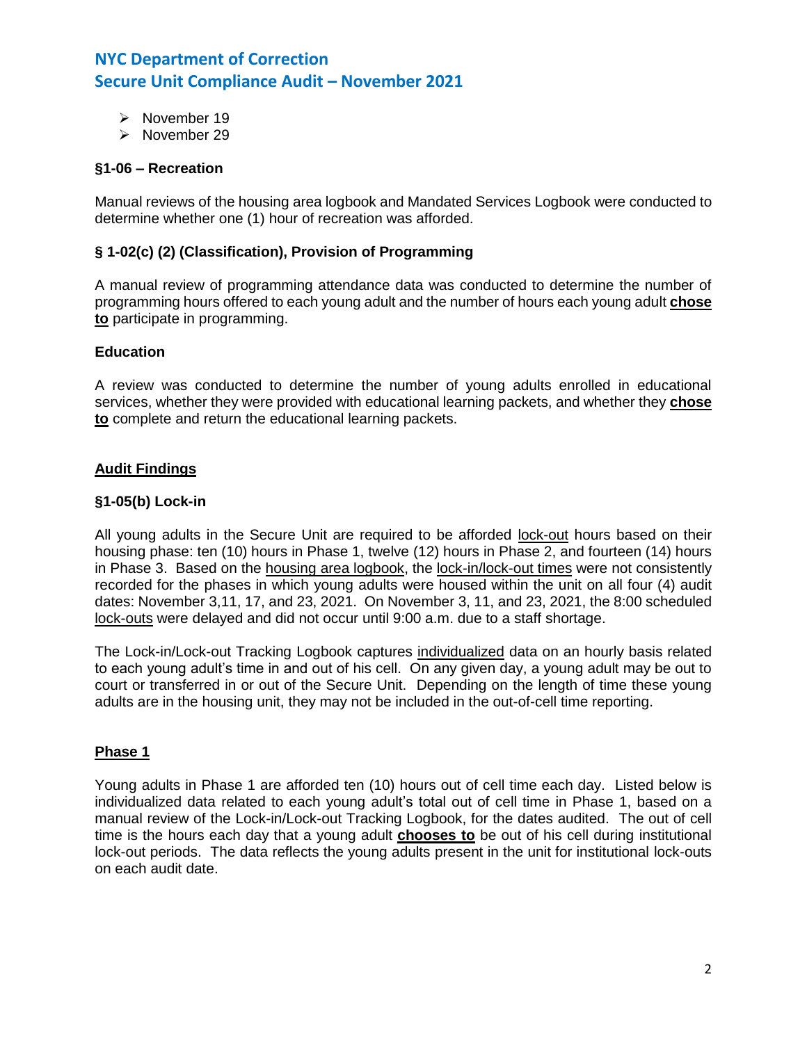- November 19
- November 29

**§1-06 – Recreation**

Manual reviews of the housing area logbook and Mandated Services Logbook were conducted to determine whether one (1) hour of recreation was afforded.

**§ 1-02(c) (2) (Classification), Provision of Programming**

A manual review of programming attendance data was conducted to determine the number of programming hours offered to each young adult and the number of hours each young adult **<u>chose to</u>** participate in programming.

**Education**

A review was conducted to determine the number of young adults enrolled in educational services, whether they were provided with educational learning packets, and whether they **<u>chose to</u>** complete and return the educational learning packets.

## <u>Audit Findings</u>

**§1-05(b) Lock-in**

All young adults in the Secure Unit are required to be afforded <u>lock-out</u> hours based on their housing phase: ten (10) hours in Phase 1, twelve (12) hours in Phase 2, and fourteen (14) hours in Phase 3. Based on the <u>housing area logbook</u>, the <u>lock-in/lock-out times</u> were not consistently recorded for the phases in which young adults were housed within the unit on all four (4) audit dates: November 3,11, 17, and 23, 2021. On November 3, 11, and 23, 2021, the 8:00 scheduled <u>lock-outs</u> were delayed and did not occur until 9:00 a.m. due to a staff shortage.

The Lock-in/Lock-out Tracking Logbook captures <u>individualized</u> data on an hourly basis related to each young adult's time in and out of his cell. On any given day, a young adult may be out to court or transferred in or out of the Secure Unit. Depending on the length of time these young adults are in the housing unit, they may not be included in the out-of-cell time reporting.

### <u>Phase 1</u>

Young adults in Phase 1 are afforded ten (10) hours out of cell time each day. Listed below is individualized data related to each young adult's total out of cell time in Phase 1, based on a manual review of the Lock-in/Lock-out Tracking Logbook, for the dates audited. The out of cell time is the hours each day that a young adult **<u>chooses to</u>** be out of his cell during institutional lock-out periods. The data reflects the young adults present in the unit for institutional lock-outs on each audit date.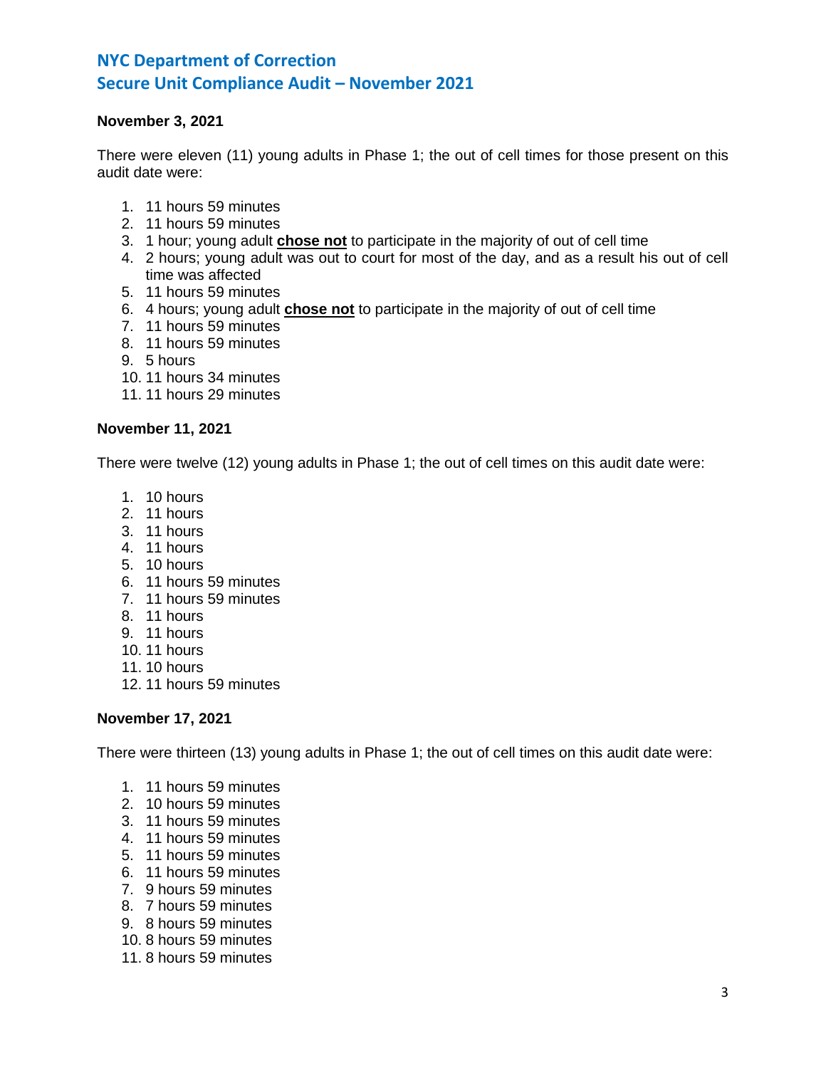# NYC Department of Correction
## Secure Unit Compliance Audit – November 2021

**November 3, 2021**

There were eleven (11) young adults in Phase 1; the out of cell times for those present on this audit date were:

1. 11 hours 59 minutes
2. 11 hours 59 minutes
3. 1 hour; young adult **chose not** to participate in the majority of out of cell time
4. 2 hours; young adult was out to court for most of the day, and as a result his out of cell time was affected
5. 11 hours 59 minutes
6. 4 hours; young adult **chose not** to participate in the majority of out of cell time
7. 11 hours 59 minutes
8. 11 hours 59 minutes
9. 5 hours
10. 11 hours 34 minutes
11. 11 hours 29 minutes

**November 11, 2021**

There were twelve (12) young adults in Phase 1; the out of cell times on this audit date were:

1. 10 hours
2. 11 hours
3. 11 hours
4. 11 hours
5. 10 hours
6. 11 hours 59 minutes
7. 11 hours 59 minutes
8. 11 hours
9. 11 hours
10. 11 hours
11. 10 hours
12. 11 hours 59 minutes

**November 17, 2021**

There were thirteen (13) young adults in Phase 1; the out of cell times on this audit date were:

1. 11 hours 59 minutes
2. 10 hours 59 minutes
3. 11 hours 59 minutes
4. 11 hours 59 minutes
5. 11 hours 59 minutes
6. 11 hours 59 minutes
7. 9 hours 59 minutes
8. 7 hours 59 minutes
9. 8 hours 59 minutes
10. 8 hours 59 minutes
11. 8 hours 59 minutes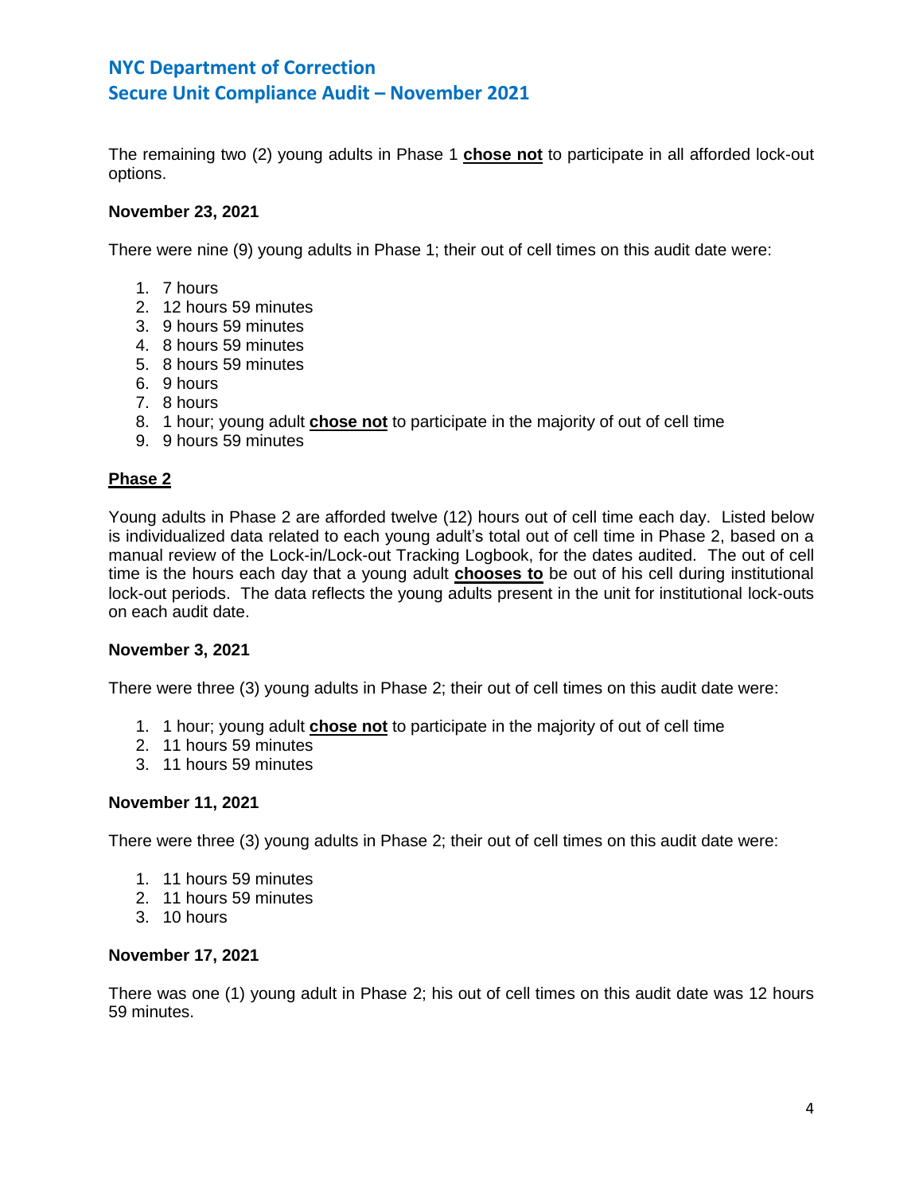The remaining two (2) young adults in Phase 1 **chose not** to participate in all afforded lock-out options.

**November 23, 2021**

There were nine (9) young adults in Phase 1; their out of cell times on this audit date were:

1. 7 hours
2. 12 hours 59 minutes
3. 9 hours 59 minutes
4. 8 hours 59 minutes
5. 8 hours 59 minutes
6. 9 hours
7. 8 hours
8. 1 hour; young adult **chose not** to participate in the majority of out of cell time
9. 9 hours 59 minutes

**Phase 2**

Young adults in Phase 2 are afforded twelve (12) hours out of cell time each day. Listed below is individualized data related to each young adult's total out of cell time in Phase 2, based on a manual review of the Lock-in/Lock-out Tracking Logbook, for the dates audited. The out of cell time is the hours each day that a young adult **chooses to** be out of his cell during institutional lock-out periods. The data reflects the young adults present in the unit for institutional lock-outs on each audit date.

**November 3, 2021**

There were three (3) young adults in Phase 2; their out of cell times on this audit date were:

1. 1 hour; young adult **chose not** to participate in the majority of out of cell time
2. 11 hours 59 minutes
3. 11 hours 59 minutes

**November 11, 2021**

There were three (3) young adults in Phase 2; their out of cell times on this audit date were:

1. 11 hours 59 minutes
2. 11 hours 59 minutes
3. 10 hours

**November 17, 2021**

There was one (1) young adult in Phase 2; his out of cell times on this audit date was 12 hours 59 minutes.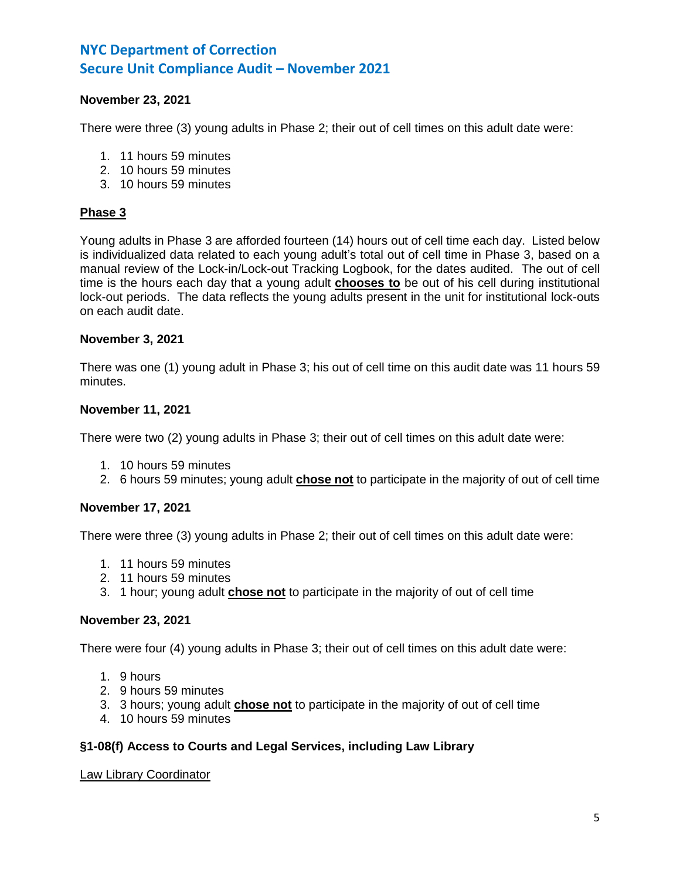**November 23, 2021**

There were three (3) young adults in Phase 2; their out of cell times on this adult date were:

1. 11 hours 59 minutes
2. 10 hours 59 minutes
3. 10 hours 59 minutes

**Phase 3**

Young adults in Phase 3 are afforded fourteen (14) hours out of cell time each day. Listed below is individualized data related to each young adult's total out of cell time in Phase 3, based on a manual review of the Lock-in/Lock-out Tracking Logbook, for the dates audited. The out of cell time is the hours each day that a young adult **chooses to** be out of his cell during institutional lock-out periods. The data reflects the young adults present in the unit for institutional lock-outs on each audit date.

**November 3, 2021**

There was one (1) young adult in Phase 3; his out of cell time on this audit date was 11 hours 59 minutes.

**November 11, 2021**

There were two (2) young adults in Phase 3; their out of cell times on this adult date were:

1. 10 hours 59 minutes
2. 6 hours 59 minutes; young adult **chose not** to participate in the majority of out of cell time

**November 17, 2021**

There were three (3) young adults in Phase 2; their out of cell times on this adult date were:

1. 11 hours 59 minutes
2. 11 hours 59 minutes
3. 1 hour; young adult **chose not** to participate in the majority of out of cell time

**November 23, 2021**

There were four (4) young adults in Phase 3; their out of cell times on this adult date were:

1. 9 hours
2. 9 hours 59 minutes
3. 3 hours; young adult **chose not** to participate in the majority of out of cell time
4. 10 hours 59 minutes

**§1-08(f) Access to Courts and Legal Services, including Law Library**

Law Library Coordinator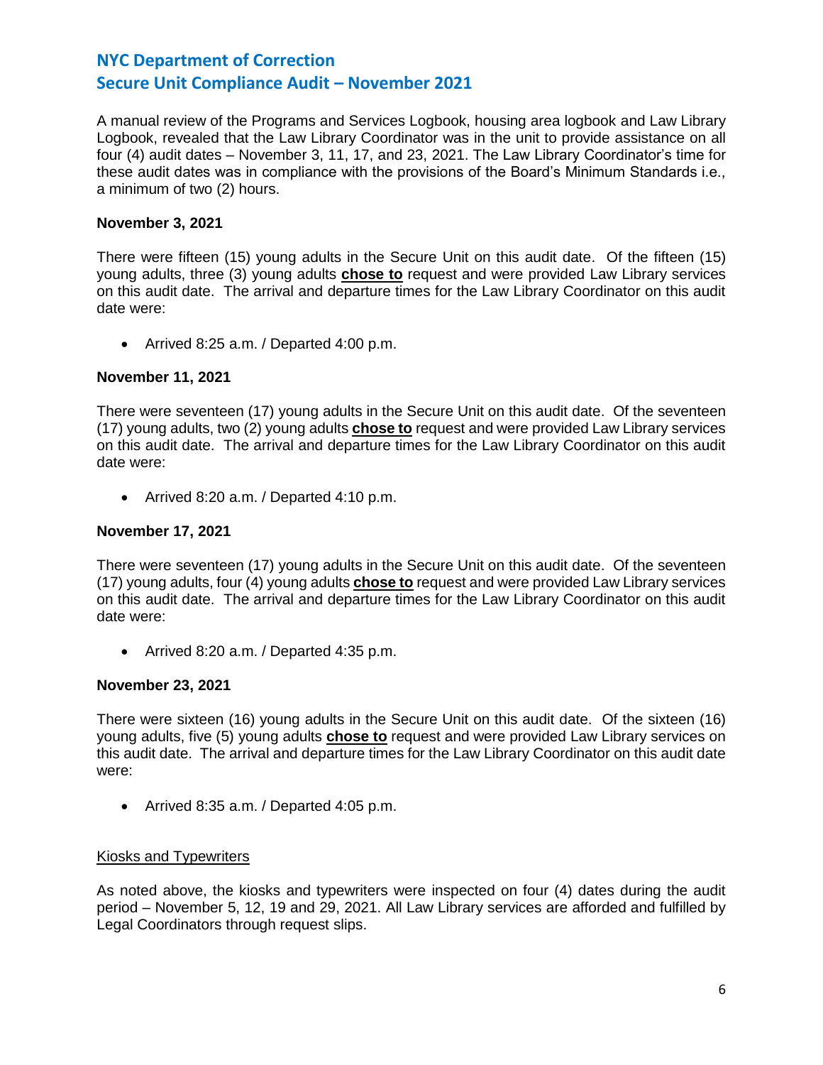A manual review of the Programs and Services Logbook, housing area logbook and Law Library Logbook, revealed that the Law Library Coordinator was in the unit to provide assistance on all four (4) audit dates – November 3, 11, 17, and 23, 2021. The Law Library Coordinator's time for these audit dates was in compliance with the provisions of the Board's Minimum Standards i.e., a minimum of two (2) hours.

**November 3, 2021**

There were fifteen (15) young adults in the Secure Unit on this audit date. Of the fifteen (15) young adults, three (3) young adults **<u>chose to</u>** request and were provided Law Library services on this audit date. The arrival and departure times for the Law Library Coordinator on this audit date were:

- Arrived 8:25 a.m. / Departed 4:00 p.m.

**November 11, 2021**

There were seventeen (17) young adults in the Secure Unit on this audit date. Of the seventeen (17) young adults, two (2) young adults **<u>chose to</u>** request and were provided Law Library services on this audit date. The arrival and departure times for the Law Library Coordinator on this audit date were:

- Arrived 8:20 a.m. / Departed 4:10 p.m.

**November 17, 2021**

There were seventeen (17) young adults in the Secure Unit on this audit date. Of the seventeen (17) young adults, four (4) young adults **<u>chose to</u>** request and were provided Law Library services on this audit date. The arrival and departure times for the Law Library Coordinator on this audit date were:

- Arrived 8:20 a.m. / Departed 4:35 p.m.

**November 23, 2021**

There were sixteen (16) young adults in the Secure Unit on this audit date. Of the sixteen (16) young adults, five (5) young adults **<u>chose to</u>** request and were provided Law Library services on this audit date. The arrival and departure times for the Law Library Coordinator on this audit date were:

- Arrived 8:35 a.m. / Departed 4:05 p.m.

<u>Kiosks and Typewriters</u>

As noted above, the kiosks and typewriters were inspected on four (4) dates during the audit period – November 5, 12, 19 and 29, 2021. All Law Library services are afforded and fulfilled by Legal Coordinators through request slips.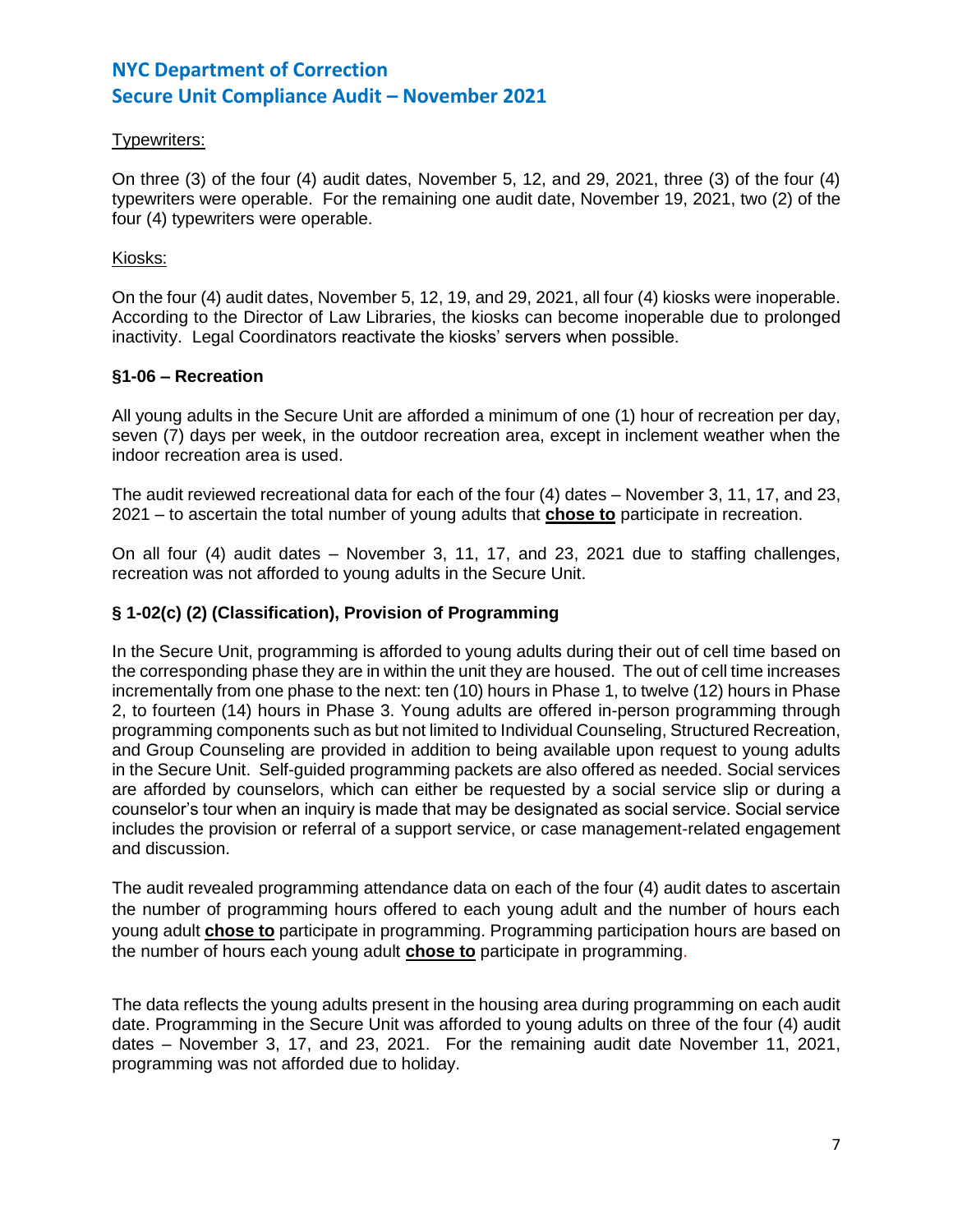Typewriters:

On three (3) of the four (4) audit dates, November 5, 12, and 29, 2021, three (3) of the four (4) typewriters were operable. For the remaining one audit date, November 19, 2021, two (2) of the four (4) typewriters were operable.

Kiosks:

On the four (4) audit dates, November 5, 12, 19, and 29, 2021, all four (4) kiosks were inoperable. According to the Director of Law Libraries, the kiosks can become inoperable due to prolonged inactivity. Legal Coordinators reactivate the kiosks' servers when possible.

### §1-06 – Recreation

All young adults in the Secure Unit are afforded a minimum of one (1) hour of recreation per day, seven (7) days per week, in the outdoor recreation area, except in inclement weather when the indoor recreation area is used.

The audit reviewed recreational data for each of the four (4) dates – November 3, 11, 17, and 23, 2021 – to ascertain the total number of young adults that **chose to** participate in recreation.

On all four (4) audit dates – November 3, 11, 17, and 23, 2021 due to staffing challenges, recreation was not afforded to young adults in the Secure Unit.

### § 1-02(c) (2) (Classification), Provision of Programming

In the Secure Unit, programming is afforded to young adults during their out of cell time based on the corresponding phase they are in within the unit they are housed. The out of cell time increases incrementally from one phase to the next: ten (10) hours in Phase 1, to twelve (12) hours in Phase 2, to fourteen (14) hours in Phase 3. Young adults are offered in-person programming through programming components such as but not limited to Individual Counseling, Structured Recreation, and Group Counseling are provided in addition to being available upon request to young adults in the Secure Unit. Self-guided programming packets are also offered as needed. Social services are afforded by counselors, which can either be requested by a social service slip or during a counselor's tour when an inquiry is made that may be designated as social service. Social service includes the provision or referral of a support service, or case management-related engagement and discussion.

The audit revealed programming attendance data on each of the four (4) audit dates to ascertain the number of programming hours offered to each young adult and the number of hours each young adult **chose to** participate in programming. Programming participation hours are based on the number of hours each young adult **chose to** participate in programming.

The data reflects the young adults present in the housing area during programming on each audit date. Programming in the Secure Unit was afforded to young adults on three of the four (4) audit dates – November 3, 17, and 23, 2021. For the remaining audit date November 11, 2021, programming was not afforded due to holiday.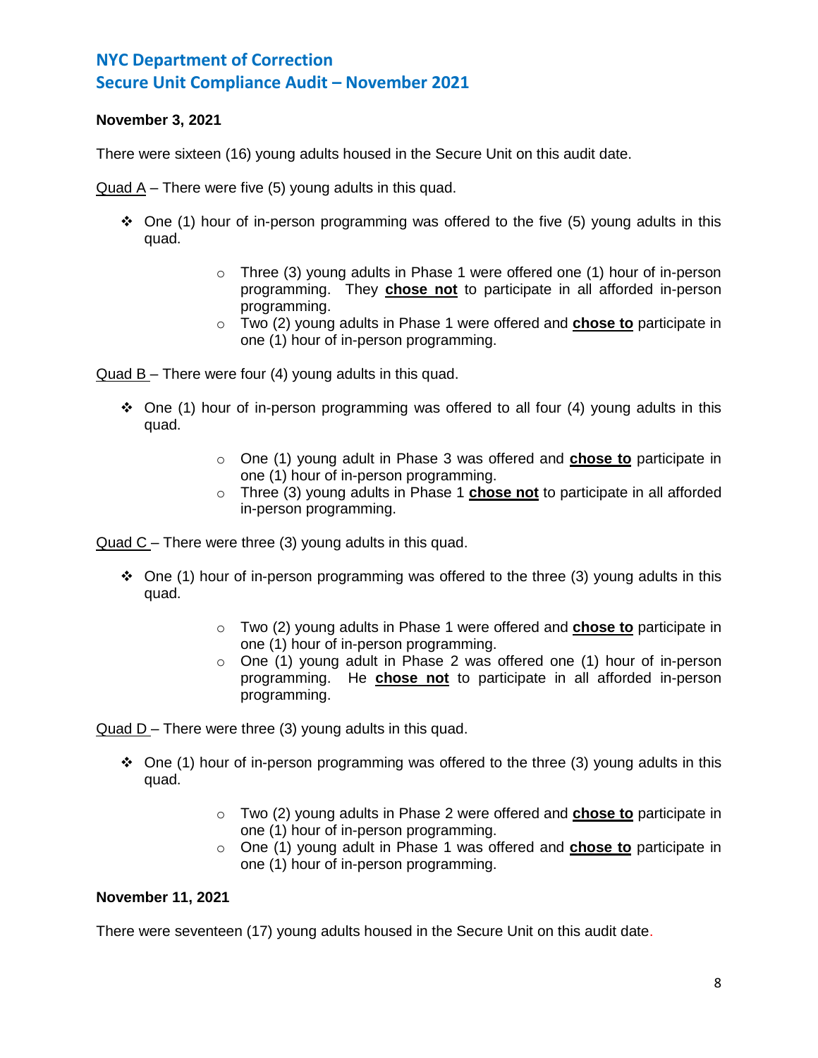**November 3, 2021**

There were sixteen (16) young adults housed in the Secure Unit on this audit date.

Quad A – There were five (5) young adults in this quad.

- One (1) hour of in-person programming was offered to the five (5) young adults in this quad.
  - Three (3) young adults in Phase 1 were offered one (1) hour of in-person programming. They **chose not** to participate in all afforded in-person programming.
  - Two (2) young adults in Phase 1 were offered and **chose to** participate in one (1) hour of in-person programming.

Quad B – There were four (4) young adults in this quad.

- One (1) hour of in-person programming was offered to all four (4) young adults in this quad.
  - One (1) young adult in Phase 3 was offered and **chose to** participate in one (1) hour of in-person programming.
  - Three (3) young adults in Phase 1 **chose not** to participate in all afforded in-person programming.

Quad C – There were three (3) young adults in this quad.

- One (1) hour of in-person programming was offered to the three (3) young adults in this quad.
  - Two (2) young adults in Phase 1 were offered and **chose to** participate in one (1) hour of in-person programming.
  - One (1) young adult in Phase 2 was offered one (1) hour of in-person programming. He **chose not** to participate in all afforded in-person programming.

Quad D – There were three (3) young adults in this quad.

- One (1) hour of in-person programming was offered to the three (3) young adults in this quad.
  - Two (2) young adults in Phase 2 were offered and **chose to** participate in one (1) hour of in-person programming.
  - One (1) young adult in Phase 1 was offered and **chose to** participate in one (1) hour of in-person programming.

**November 11, 2021**

There were seventeen (17) young adults housed in the Secure Unit on this audit date.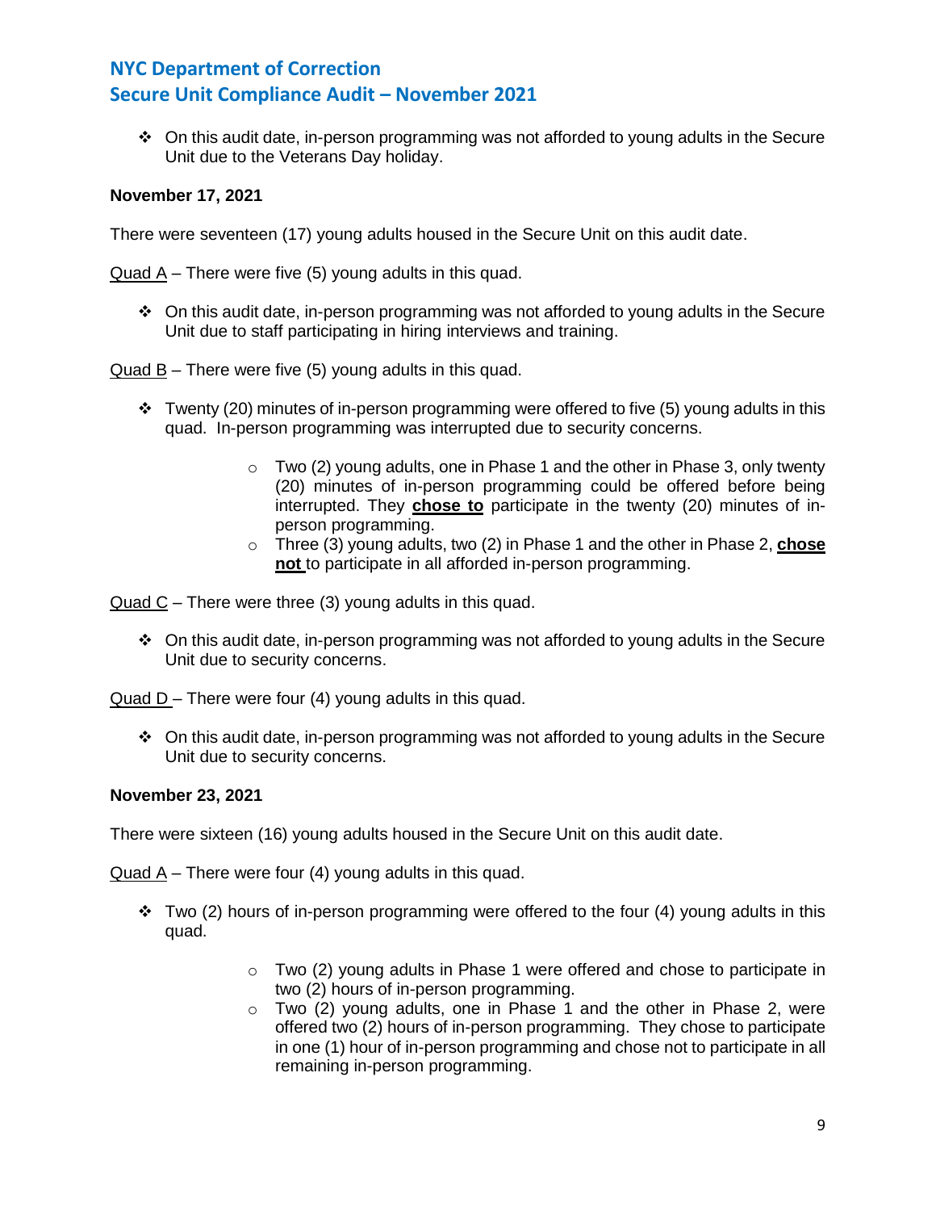- On this audit date, in-person programming was not afforded to young adults in the Secure Unit due to the Veterans Day holiday.

**November 17, 2021**

There were seventeen (17) young adults housed in the Secure Unit on this audit date.

Quad A – There were five (5) young adults in this quad.

- On this audit date, in-person programming was not afforded to young adults in the Secure Unit due to staff participating in hiring interviews and training.

Quad B – There were five (5) young adults in this quad.

- Twenty (20) minutes of in-person programming were offered to five (5) young adults in this quad. In-person programming was interrupted due to security concerns.
  - Two (2) young adults, one in Phase 1 and the other in Phase 3, only twenty (20) minutes of in-person programming could be offered before being interrupted. They **chose to** participate in the twenty (20) minutes of in-person programming.
  - Three (3) young adults, two (2) in Phase 1 and the other in Phase 2, **chose not** to participate in all afforded in-person programming.

Quad C – There were three (3) young adults in this quad.

- On this audit date, in-person programming was not afforded to young adults in the Secure Unit due to security concerns.

Quad D – There were four (4) young adults in this quad.

- On this audit date, in-person programming was not afforded to young adults in the Secure Unit due to security concerns.

**November 23, 2021**

There were sixteen (16) young adults housed in the Secure Unit on this audit date.

Quad A – There were four (4) young adults in this quad.

- Two (2) hours of in-person programming were offered to the four (4) young adults in this quad.
  - Two (2) young adults in Phase 1 were offered and chose to participate in two (2) hours of in-person programming.
  - Two (2) young adults, one in Phase 1 and the other in Phase 2, were offered two (2) hours of in-person programming. They chose to participate in one (1) hour of in-person programming and chose not to participate in all remaining in-person programming.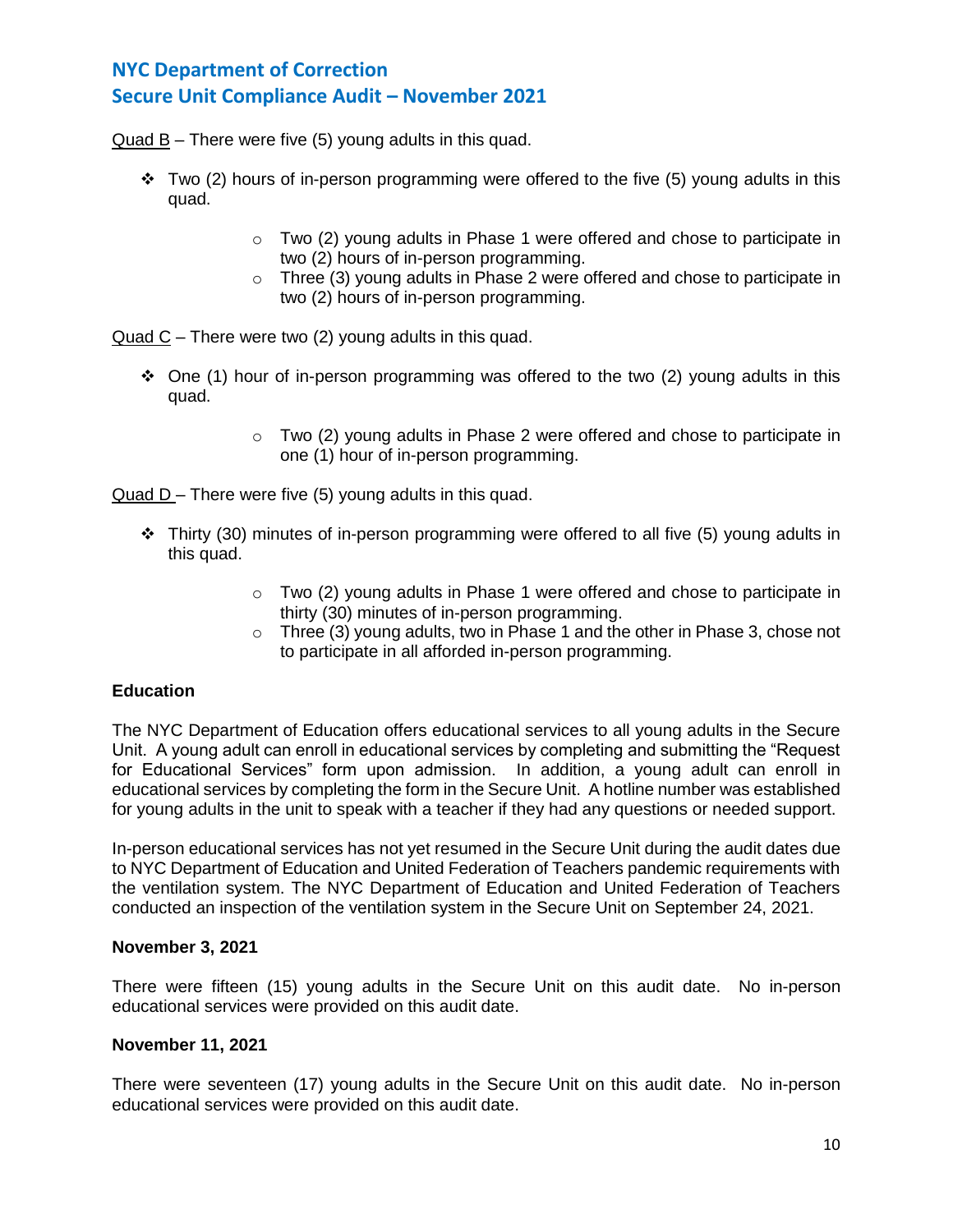Quad B – There were five (5) young adults in this quad.

- Two (2) hours of in-person programming were offered to the five (5) young adults in this quad.
  - Two (2) young adults in Phase 1 were offered and chose to participate in two (2) hours of in-person programming.
  - Three (3) young adults in Phase 2 were offered and chose to participate in two (2) hours of in-person programming.

Quad C – There were two (2) young adults in this quad.

- One (1) hour of in-person programming was offered to the two (2) young adults in this quad.
  - Two (2) young adults in Phase 2 were offered and chose to participate in one (1) hour of in-person programming.

Quad D – There were five (5) young adults in this quad.

- Thirty (30) minutes of in-person programming were offered to all five (5) young adults in this quad.
  - Two (2) young adults in Phase 1 were offered and chose to participate in thirty (30) minutes of in-person programming.
  - Three (3) young adults, two in Phase 1 and the other in Phase 3, chose not to participate in all afforded in-person programming.

**Education**

The NYC Department of Education offers educational services to all young adults in the Secure Unit. A young adult can enroll in educational services by completing and submitting the "Request for Educational Services" form upon admission. In addition, a young adult can enroll in educational services by completing the form in the Secure Unit. A hotline number was established for young adults in the unit to speak with a teacher if they had any questions or needed support.

In-person educational services has not yet resumed in the Secure Unit during the audit dates due to NYC Department of Education and United Federation of Teachers pandemic requirements with the ventilation system. The NYC Department of Education and United Federation of Teachers conducted an inspection of the ventilation system in the Secure Unit on September 24, 2021.

**November 3, 2021**

There were fifteen (15) young adults in the Secure Unit on this audit date. No in-person educational services were provided on this audit date.

**November 11, 2021**

There were seventeen (17) young adults in the Secure Unit on this audit date. No in-person educational services were provided on this audit date.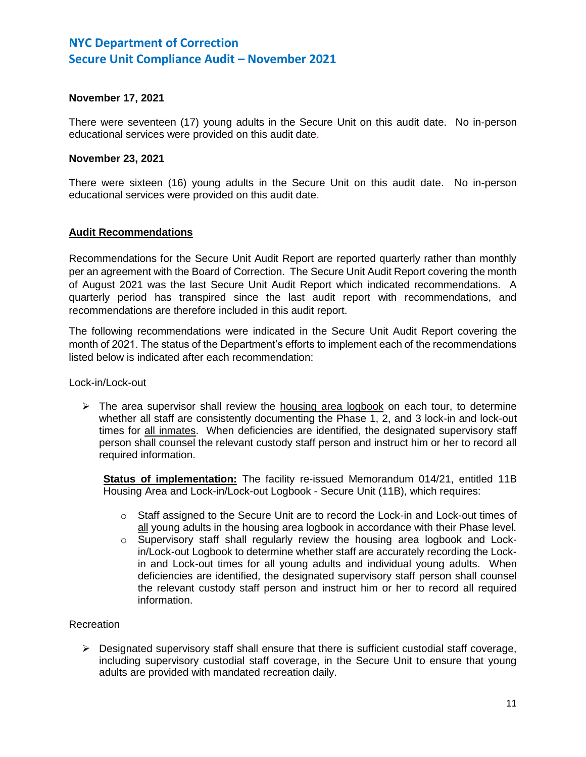**November 17, 2021**

There were seventeen (17) young adults in the Secure Unit on this audit date. No in-person educational services were provided on this audit date.

**November 23, 2021**

There were sixteen (16) young adults in the Secure Unit on this audit date. No in-person educational services were provided on this audit date.

**<u>Audit Recommendations</u>**

Recommendations for the Secure Unit Audit Report are reported quarterly rather than monthly per an agreement with the Board of Correction. The Secure Unit Audit Report covering the month of August 2021 was the last Secure Unit Audit Report which indicated recommendations. A quarterly period has transpired since the last audit report with recommendations, and recommendations are therefore included in this audit report.

The following recommendations were indicated in the Secure Unit Audit Report covering the month of 2021. The status of the Department's efforts to implement each of the recommendations listed below is indicated after each recommendation:

Lock-in/Lock-out

- The area supervisor shall review the <u>housing area logbook</u> on each tour, to determine whether all staff are consistently documenting the Phase 1, 2, and 3 lock-in and lock-out times for <u>all inmates</u>. When deficiencies are identified, the designated supervisory staff person shall counsel the relevant custody staff person and instruct him or her to record all required information.

  **<u>Status of implementation:</u>** The facility re-issued Memorandum 014/21, entitled 11B Housing Area and Lock-in/Lock-out Logbook - Secure Unit (11B), which requires:

  - Staff assigned to the Secure Unit are to record the Lock-in and Lock-out times of <u>all</u> young adults in the housing area logbook in accordance with their Phase level.
  - Supervisory staff shall regularly review the housing area logbook and Lock-in/Lock-out Logbook to determine whether staff are accurately recording the Lock-in and Lock-out times for <u>all</u> young adults and <u>individual</u> young adults. When deficiencies are identified, the designated supervisory staff person shall counsel the relevant custody staff person and instruct him or her to record all required information.

Recreation

- Designated supervisory staff shall ensure that there is sufficient custodial staff coverage, including supervisory custodial staff coverage, in the Secure Unit to ensure that young adults are provided with mandated recreation daily.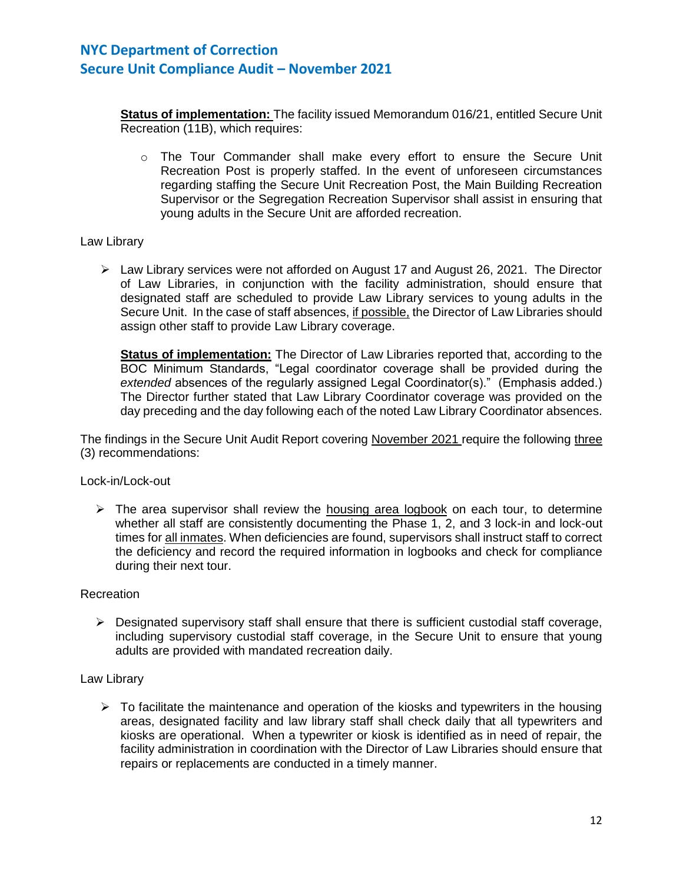**Status of implementation:** The facility issued Memorandum 016/21, entitled Secure Unit Recreation (11B), which requires:

- The Tour Commander shall make every effort to ensure the Secure Unit Recreation Post is properly staffed. In the event of unforeseen circumstances regarding staffing the Secure Unit Recreation Post, the Main Building Recreation Supervisor or the Segregation Recreation Supervisor shall assist in ensuring that young adults in the Secure Unit are afforded recreation.

Law Library

- Law Library services were not afforded on August 17 and August 26, 2021. The Director of Law Libraries, in conjunction with the facility administration, should ensure that designated staff are scheduled to provide Law Library services to young adults in the Secure Unit. In the case of staff absences, if possible, the Director of Law Libraries should assign other staff to provide Law Library coverage.

  **Status of implementation:** The Director of Law Libraries reported that, according to the BOC Minimum Standards, "Legal coordinator coverage shall be provided during the *extended* absences of the regularly assigned Legal Coordinator(s)." (Emphasis added.) The Director further stated that Law Library Coordinator coverage was provided on the day preceding and the day following each of the noted Law Library Coordinator absences.

The findings in the Secure Unit Audit Report covering November 2021 require the following three (3) recommendations:

Lock-in/Lock-out

- The area supervisor shall review the housing area logbook on each tour, to determine whether all staff are consistently documenting the Phase 1, 2, and 3 lock-in and lock-out times for all inmates. When deficiencies are found, supervisors shall instruct staff to correct the deficiency and record the required information in logbooks and check for compliance during their next tour.

Recreation

- Designated supervisory staff shall ensure that there is sufficient custodial staff coverage, including supervisory custodial staff coverage, in the Secure Unit to ensure that young adults are provided with mandated recreation daily.

Law Library

- To facilitate the maintenance and operation of the kiosks and typewriters in the housing areas, designated facility and law library staff shall check daily that all typewriters and kiosks are operational. When a typewriter or kiosk is identified as in need of repair, the facility administration in coordination with the Director of Law Libraries should ensure that repairs or replacements are conducted in a timely manner.